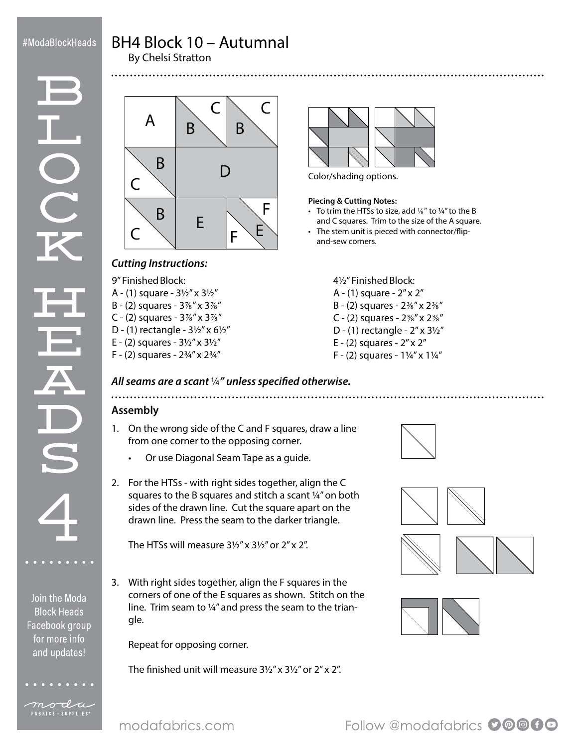#ModaBlockHeads

# BH4 Block 10 – Autumnal

By Chelsi Stratton

Color/shading options.

**Piecing & Cutting Notes:**

- To trim the HTSs to size, add ⅛" to ¼" to the B and C squares. Trim to the size of the A square.
- The stem unit is pieced with connector/flip-and-sew corners.

### *Cutting Instructions:*

9" Finished Block:
A - (1) square - 3½" x 3½"
B - (2) squares - 3⅞" x 3⅞"
C - (2) squares - 3⅞" x 3⅞"
D - (1) rectangle - 3½" x 6½"
E - (2) squares - 3½" x 3½"
F - (2) squares - 2¾" x 2¾"

4½" Finished Block:
A - (1) square - 2" x 2"
B - (2) squares - 2⅜" x 2⅜"
C - (2) squares - 2⅜" x 2⅜"
D - (1) rectangle - 2" x 3½"
E - (2) squares - 2" x 2"
F - (2) squares - 1¼" x 1¼"

***All seams are a scant ¼" unless specified otherwise.***

### Assembly

1. On the wrong side of the C and F squares, draw a line from one corner to the opposing corner.
   - Or use Diagonal Seam Tape as a guide.
2. For the HTSs - with right sides together, align the C squares to the B squares and stitch a scant ¼" on both sides of the drawn line. Cut the square apart on the drawn line. Press the seam to the darker triangle.

   The HTSs will measure 3½" x 3½" or 2" x 2".
3. With right sides together, align the F squares in the corners of one of the E squares as shown. Stitch on the line. Trim seam to ¼" and press the seam to the triangle.

   Repeat for opposing corner.

   The finished unit will measure 3½" x 3½" or 2" x 2".

Join the Moda Block Heads Facebook group for more info and updates!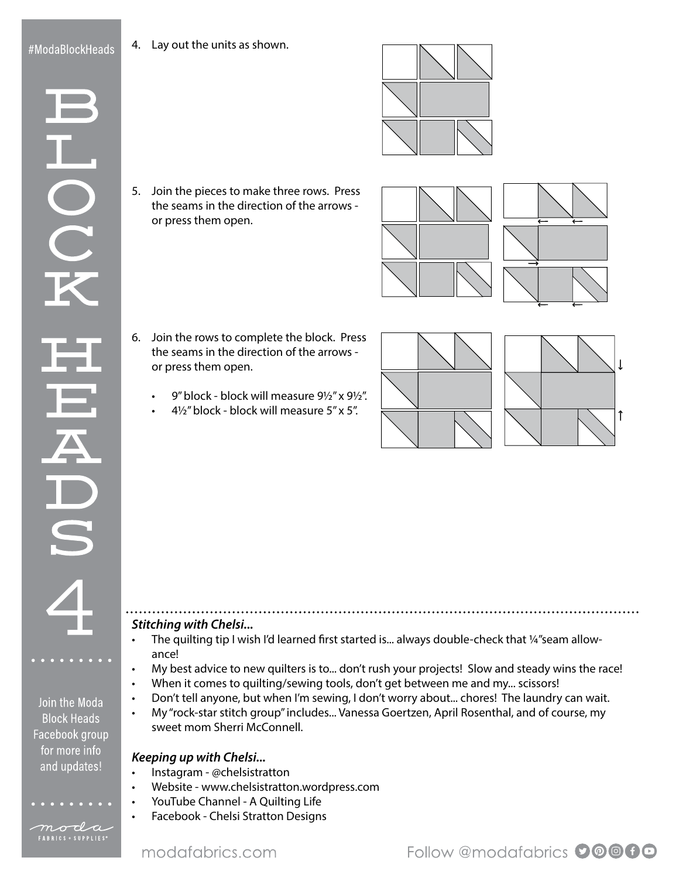4. Lay out the units as shown.

5. Join the pieces to make three rows. Press the seams in the direction of the arrows - or press them open.

6. Join the rows to complete the block. Press the seams in the direction of the arrows - or press them open.

   - 9" block - block will measure 9½" x 9½".
   - 4½" block - block will measure 5" x 5".

***Stitching with Chelsi...***

- The quilting tip I wish I'd learned first started is... always double-check that ¼"seam allowance!
- My best advice to new quilters is to... don't rush your projects! Slow and steady wins the race!
- When it comes to quilting/sewing tools, don't get between me and my... scissors!
- Don't tell anyone, but when I'm sewing, I don't worry about... chores! The laundry can wait.
- My "rock-star stitch group" includes... Vanessa Goertzen, April Rosenthal, and of course, my sweet mom Sherri McConnell.

***Keeping up with Chelsi...***

- Instagram - @chelsistratton
- Website - www.chelsistratton.wordpress.com
- YouTube Channel - A Quilting Life
- Facebook - Chelsi Stratton Designs

#ModaBlockHeads

BLOCK HEADS 4

Join the Moda Block Heads Facebook group for more info and updates!

modafabrics.com

Follow @modafabrics